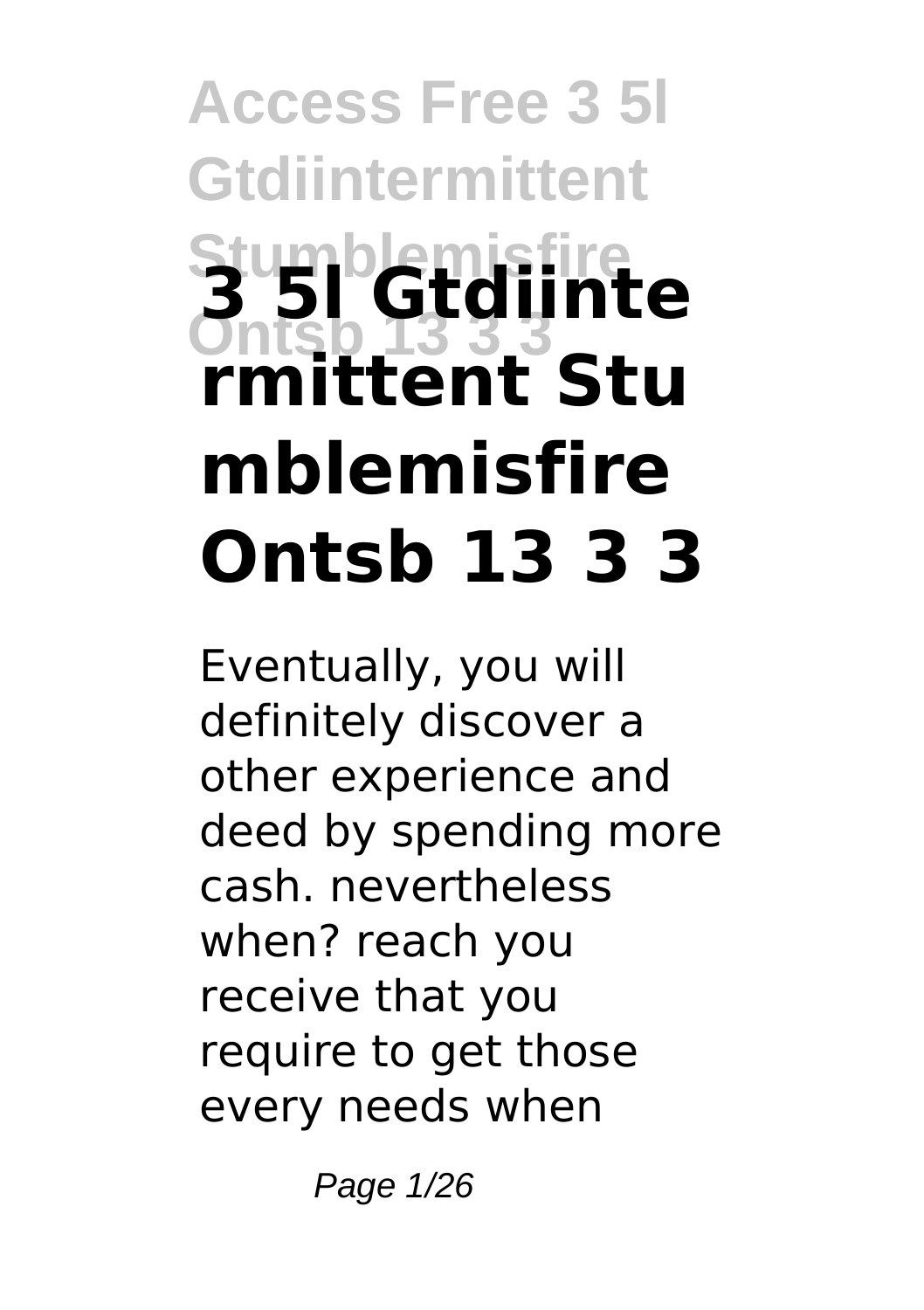# 3 5l Gtdiintermittent Stumblemisfire Ontsb 13 3 3

Eventually, you will definitely discover a other experience and deed by spending more cash. nevertheless when? reach you receive that you require to get those every needs when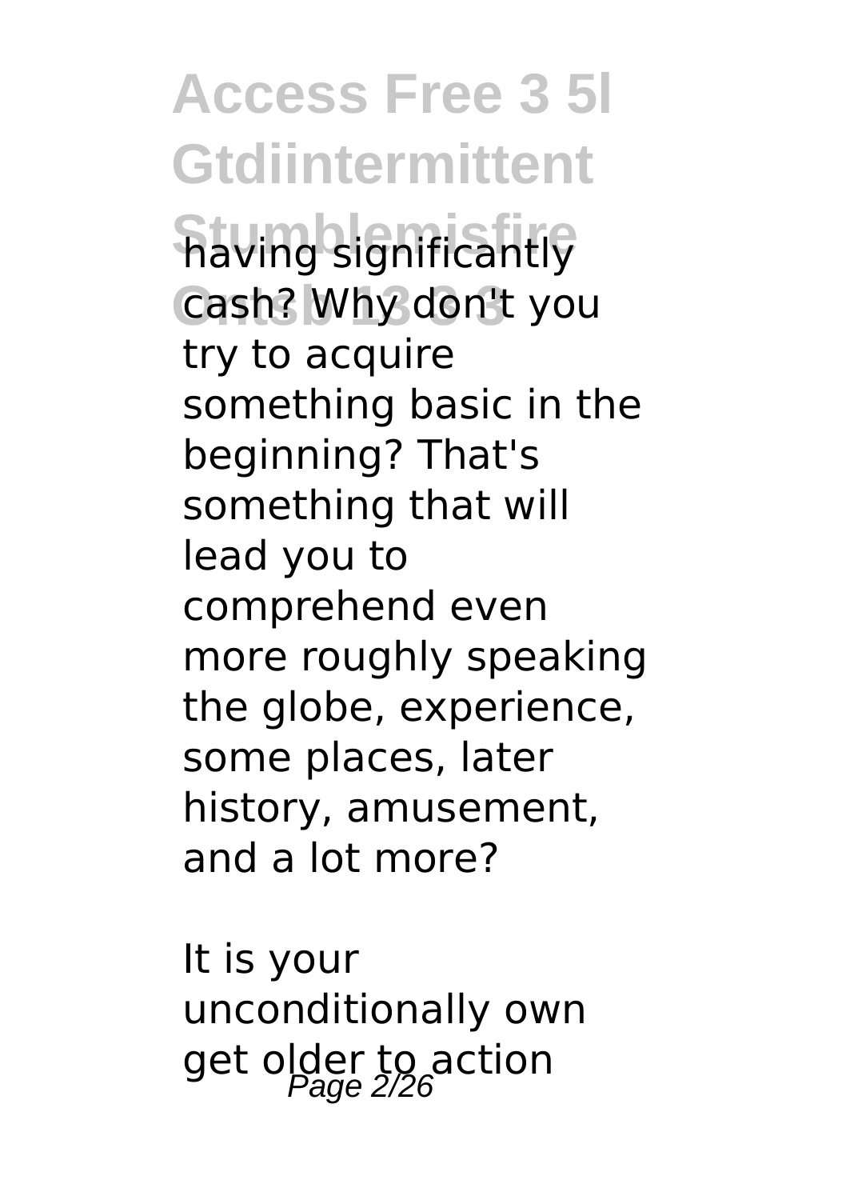having significantly cash? Why don't you try to acquire something basic in the beginning? That's something that will lead you to comprehend even more roughly speaking the globe, experience, some places, later history, amusement, and a lot more?

It is your unconditionally own get older to action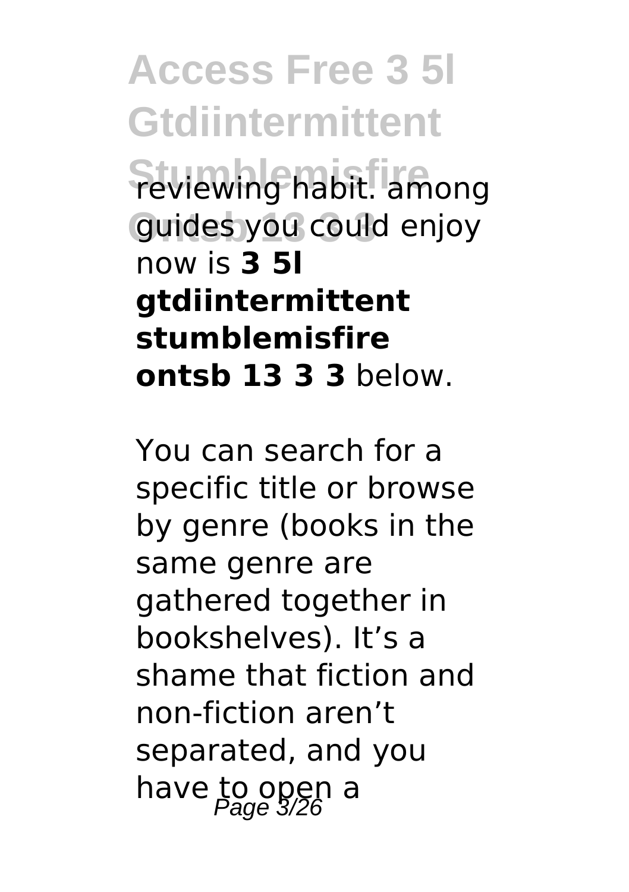reviewing habit. among guides you could enjoy now is **3 5l gtdiintermittent stumblemisfire ontsb 13 3 3** below.

You can search for a specific title or browse by genre (books in the same genre are gathered together in bookshelves). It's a shame that fiction and non-fiction aren't separated, and you have to open a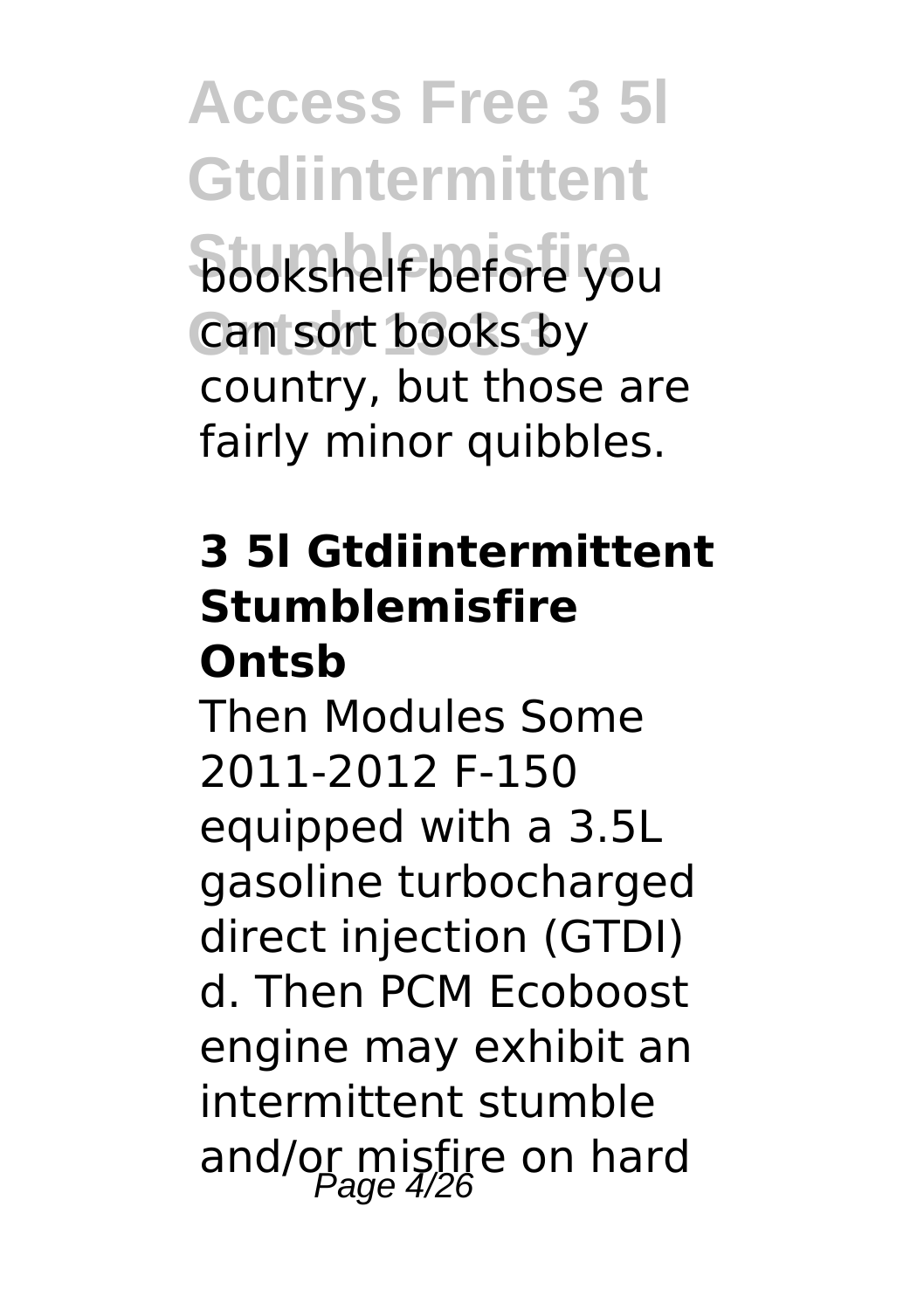bookshelf before you can sort books by country, but those are fairly minor quibbles.

### 3 5l Gtdiintermittent Stumblemisfire Ontsb

Then Modules Some 2011-2012 F-150 equipped with a 3.5L gasoline turbocharged direct injection (GTDI) d. Then PCM Ecoboost engine may exhibit an intermittent stumble and/or misfire on hard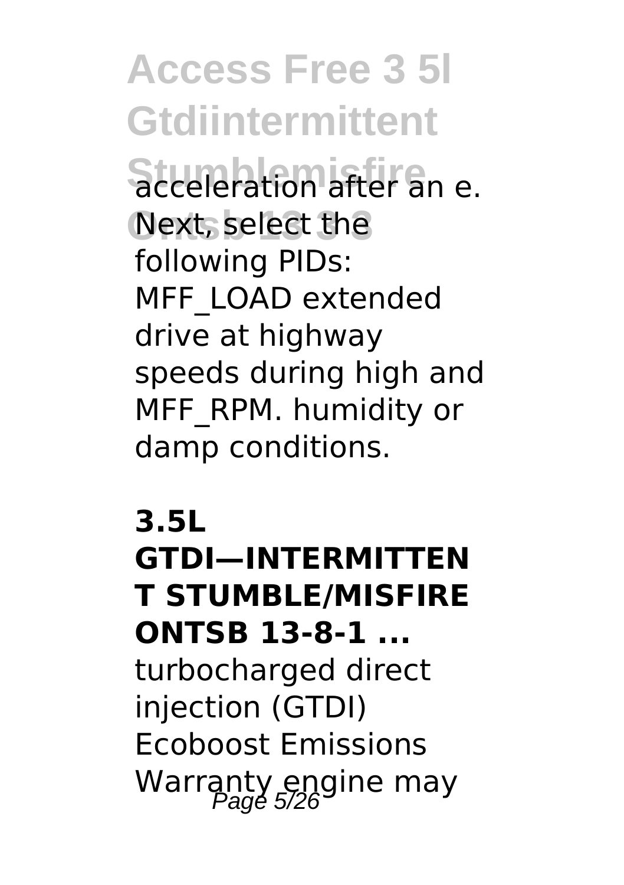acceleration after an e. Next, select the following PIDs: MFF_LOAD extended drive at highway speeds during high and MFF_RPM. humidity or damp conditions.

## 3.5L GTDI—INTERMITTENT STUMBLE/MISFIRE ONTSB 13-8-1 ...

turbocharged direct injection (GTDI) Ecoboost Emissions Warranty engine may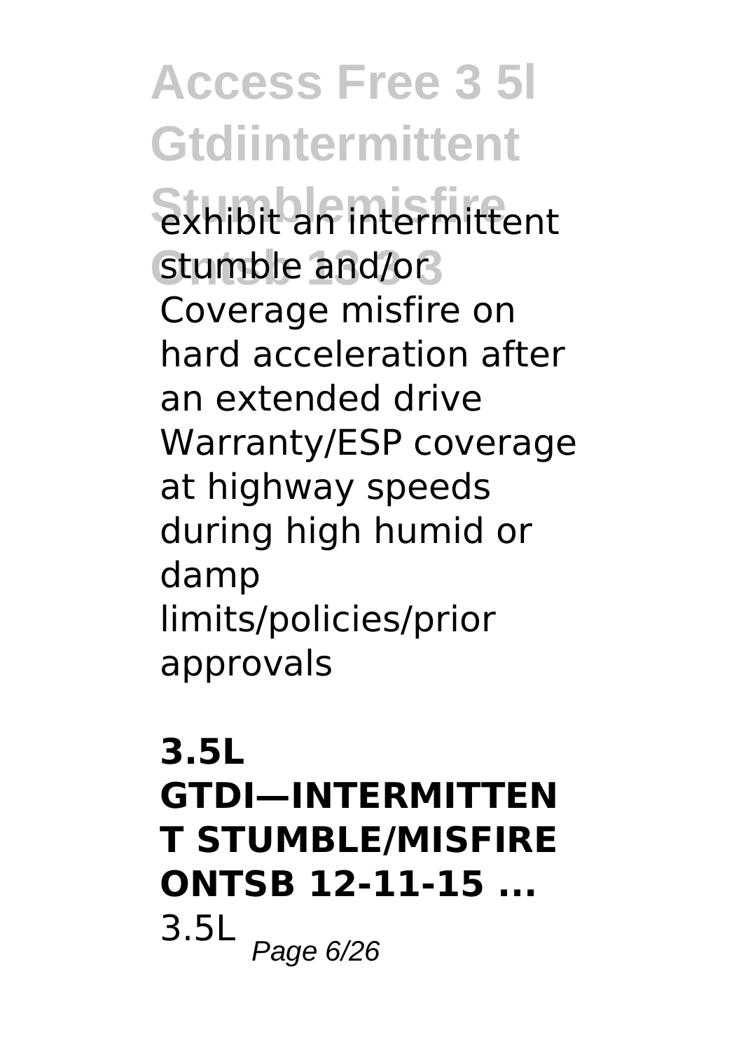exhibit an intermittent stumble and/or Coverage misfire on hard acceleration after an extended drive Warranty/ESP coverage at highway speeds during high humid or damp limits/policies/prior approvals

**3.5L GTDI—INTERMITTENT STUMBLE/MISFIRE ONTSB 12-11-15 ...**

3.5L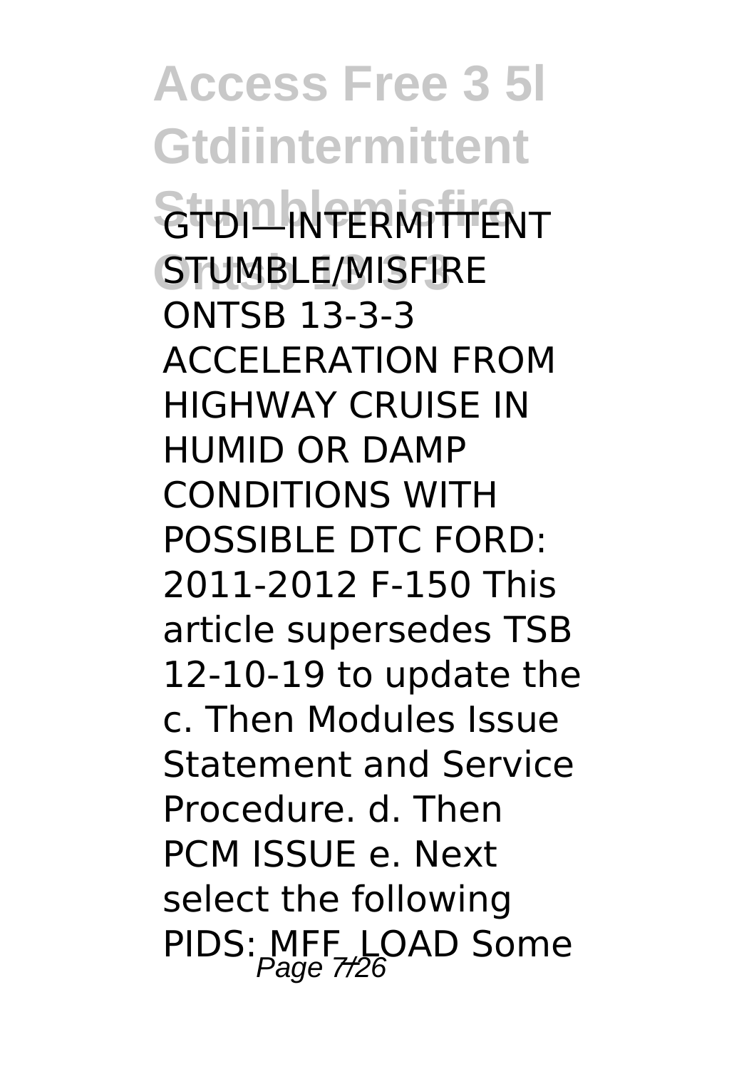GTDI—INTERMITTENT STUMBLE/MISFIRE ONTSB 13-3-3 ACCELERATION FROM HIGHWAY CRUISE IN HUMID OR DAMP CONDITIONS WITH POSSIBLE DTC FORD: 2011-2012 F-150 This article supersedes TSB 12-10-19 to update the c. Then Modules Issue Statement and Service Procedure. d. Then PCM ISSUE e. Next select the following PIDS: MFF_LOAD Some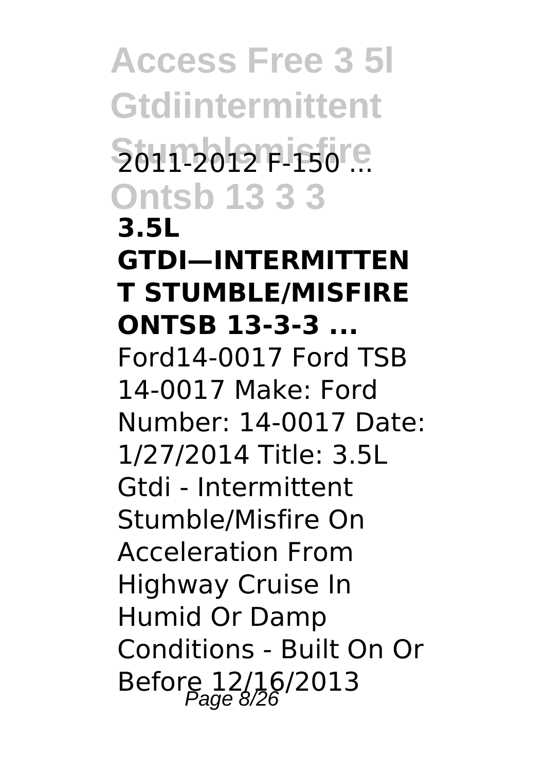2011-2012 F-150 ...

**3.5L GTDI—INTERMITTENT STUMBLE/MISFIRE ONTSB 13-3-3 ...**

Ford14-0017 Ford TSB 14-0017 Make: Ford Number: 14-0017 Date: 1/27/2014 Title: 3.5L Gtdi - Intermittent Stumble/Misfire On Acceleration From Highway Cruise In Humid Or Damp Conditions - Built On Or Before 12/16/2013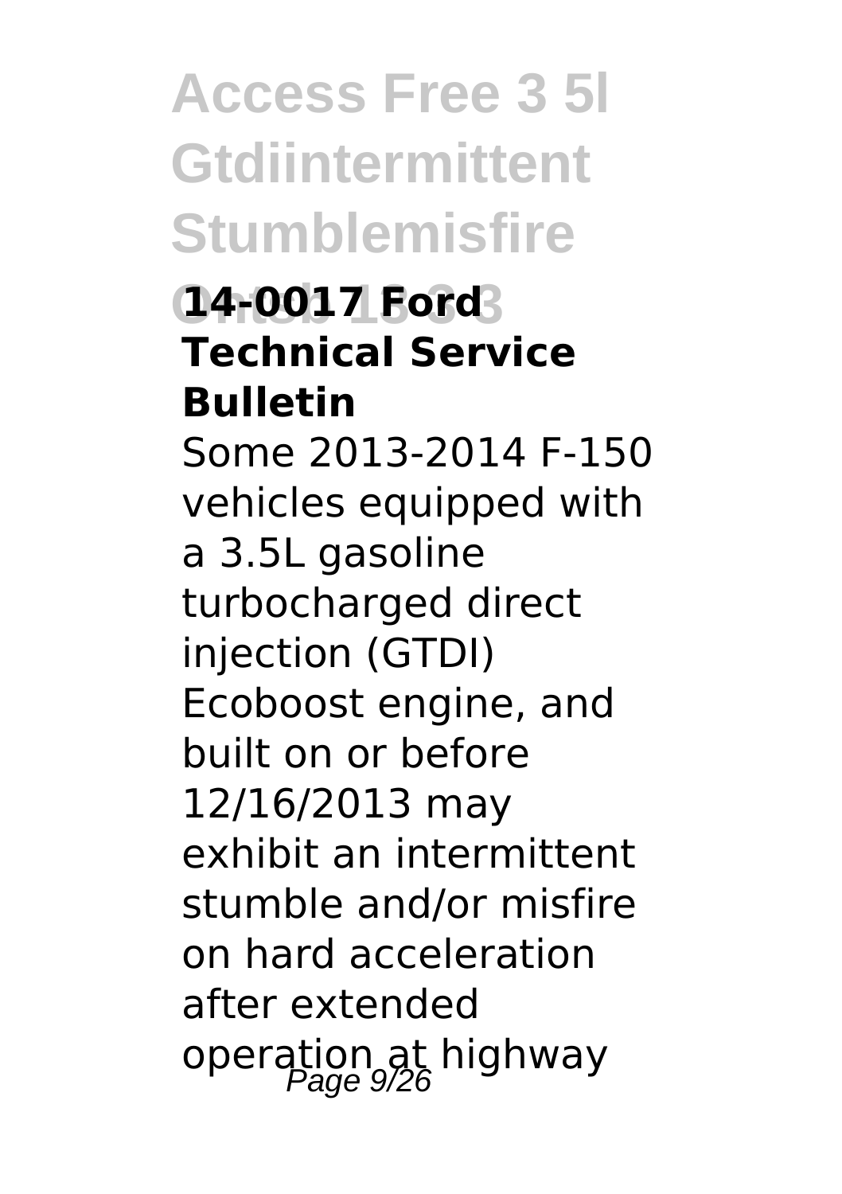### 14-0017 Ford Technical Service Bulletin

Some 2013-2014 F-150 vehicles equipped with a 3.5L gasoline turbocharged direct injection (GTDI) Ecoboost engine, and built on or before 12/16/2013 may exhibit an intermittent stumble and/or misfire on hard acceleration after extended operation at highway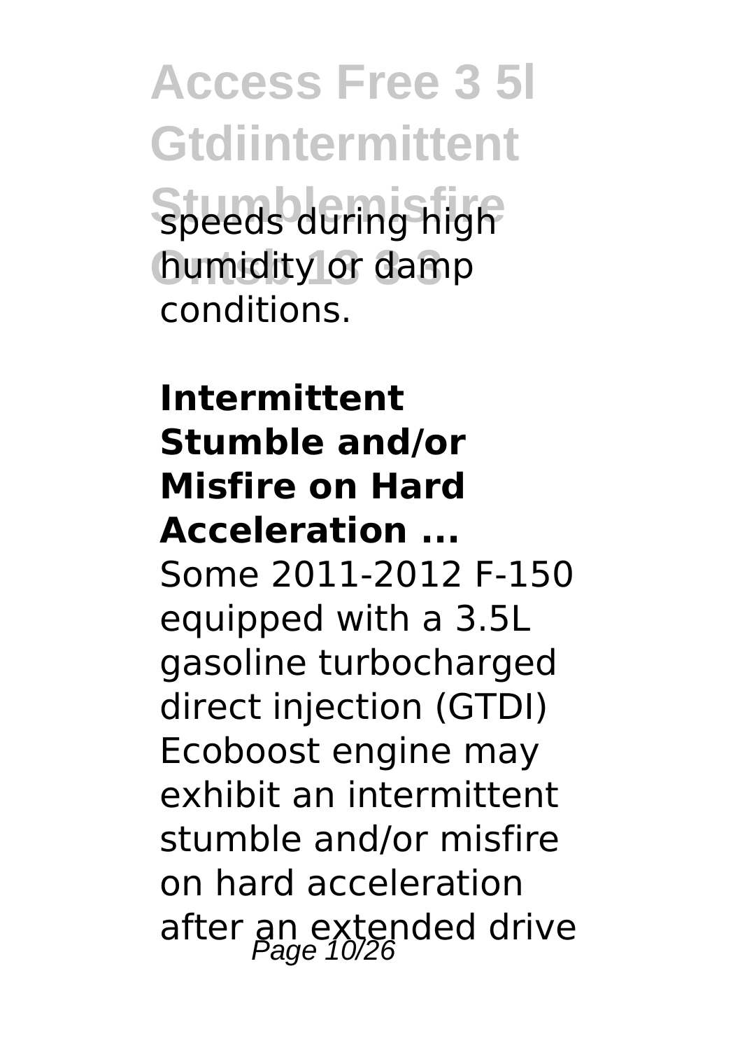speeds during high humidity or damp conditions.

**Intermittent Stumble and/or Misfire on Hard Acceleration ...**

Some 2011-2012 F-150 equipped with a 3.5L gasoline turbocharged direct injection (GTDI) Ecoboost engine may exhibit an intermittent stumble and/or misfire on hard acceleration after an extended drive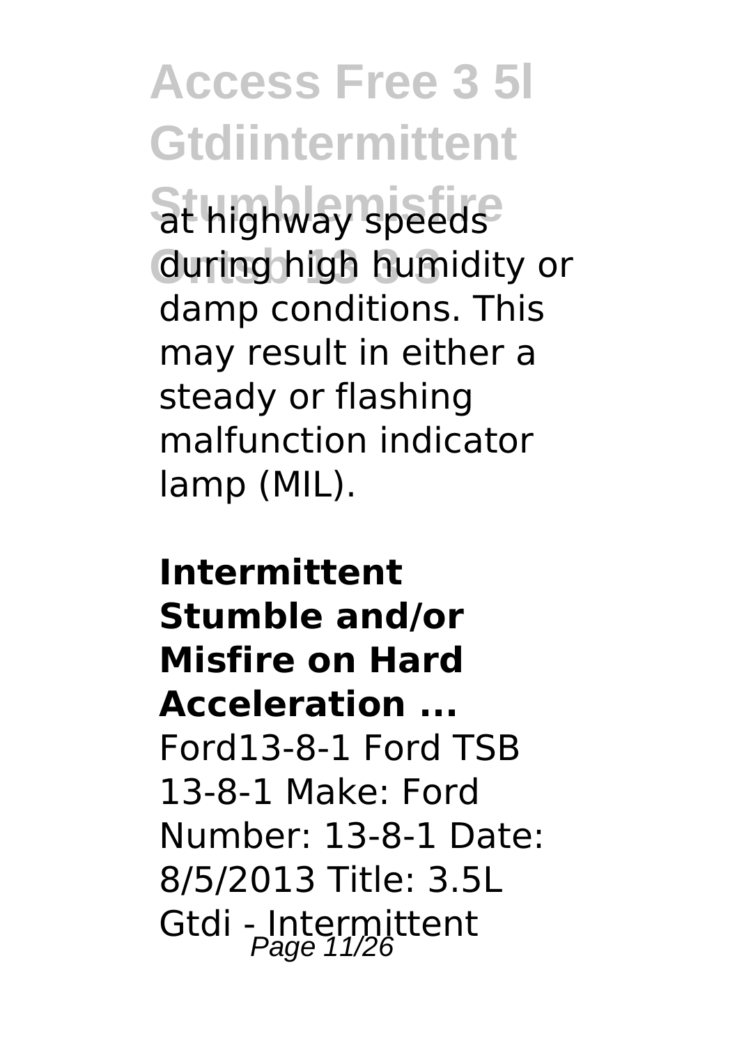at highway speeds during high humidity or damp conditions. This may result in either a steady or flashing malfunction indicator lamp (MIL).

**Intermittent Stumble and/or Misfire on Hard Acceleration ...**

Ford13-8-1 Ford TSB 13-8-1 Make: Ford Number: 13-8-1 Date: 8/5/2013 Title: 3.5L Gtdi - Intermittent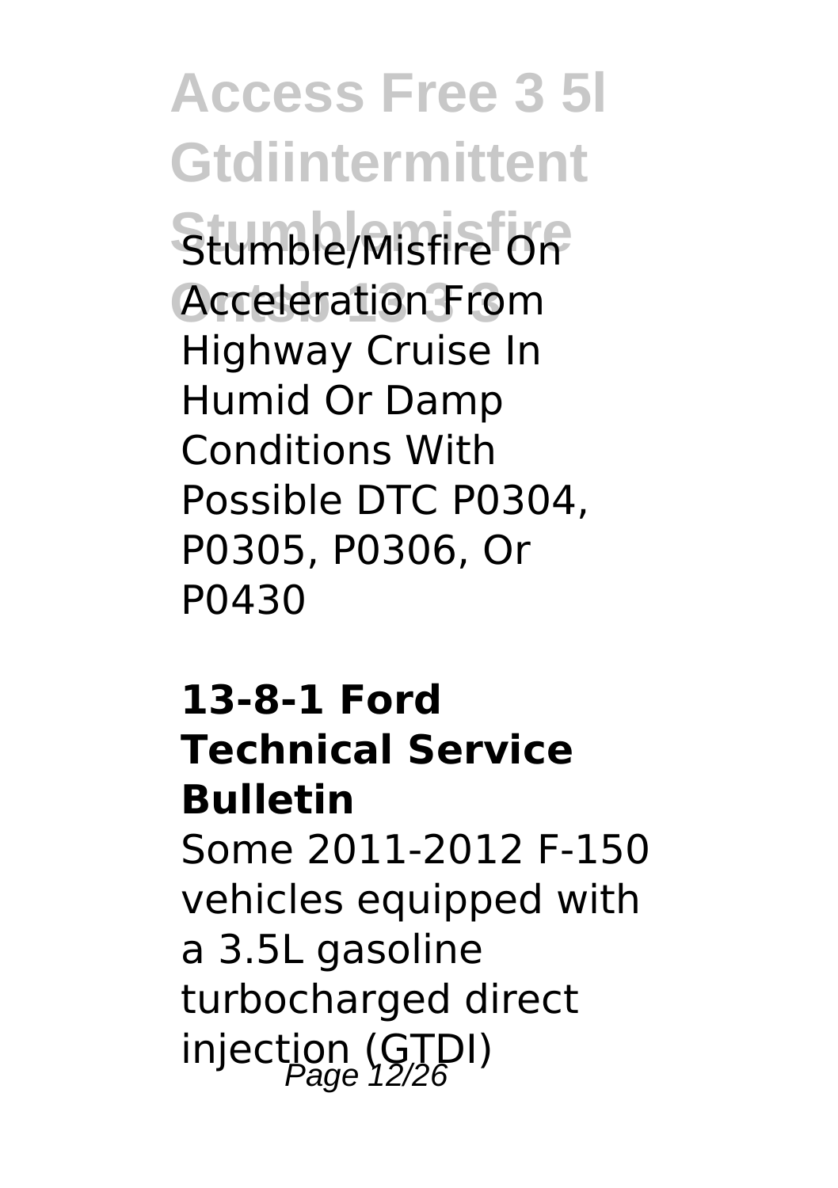Stumble/Misfire On Acceleration From Highway Cruise In Humid Or Damp Conditions With Possible DTC P0304, P0305, P0306, Or P0430

**13-8-1 Ford Technical Service Bulletin**

Some 2011-2012 F-150 vehicles equipped with a 3.5L gasoline turbocharged direct injection (GTDI)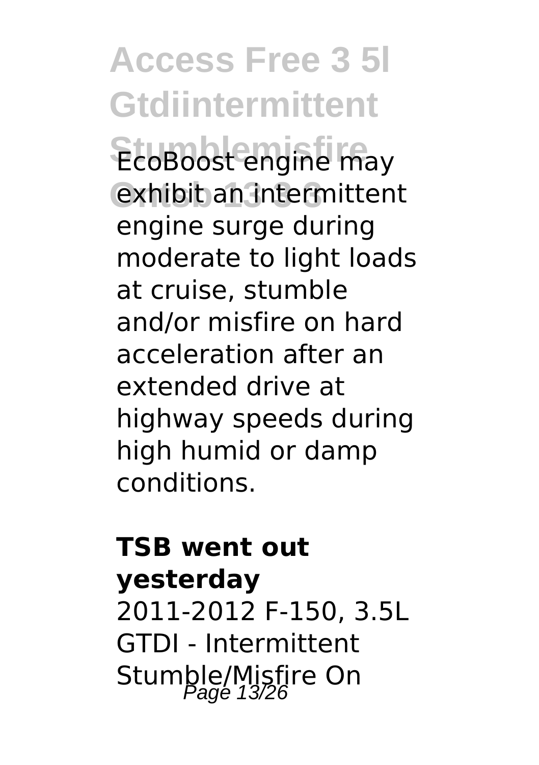EcoBoost engine may exhibit an intermittent engine surge during moderate to light loads at cruise, stumble and/or misfire on hard acceleration after an extended drive at highway speeds during high humid or damp conditions.

**TSB went out yesterday**

2011-2012 F-150, 3.5L GTDI - Intermittent Stumble/Misfire On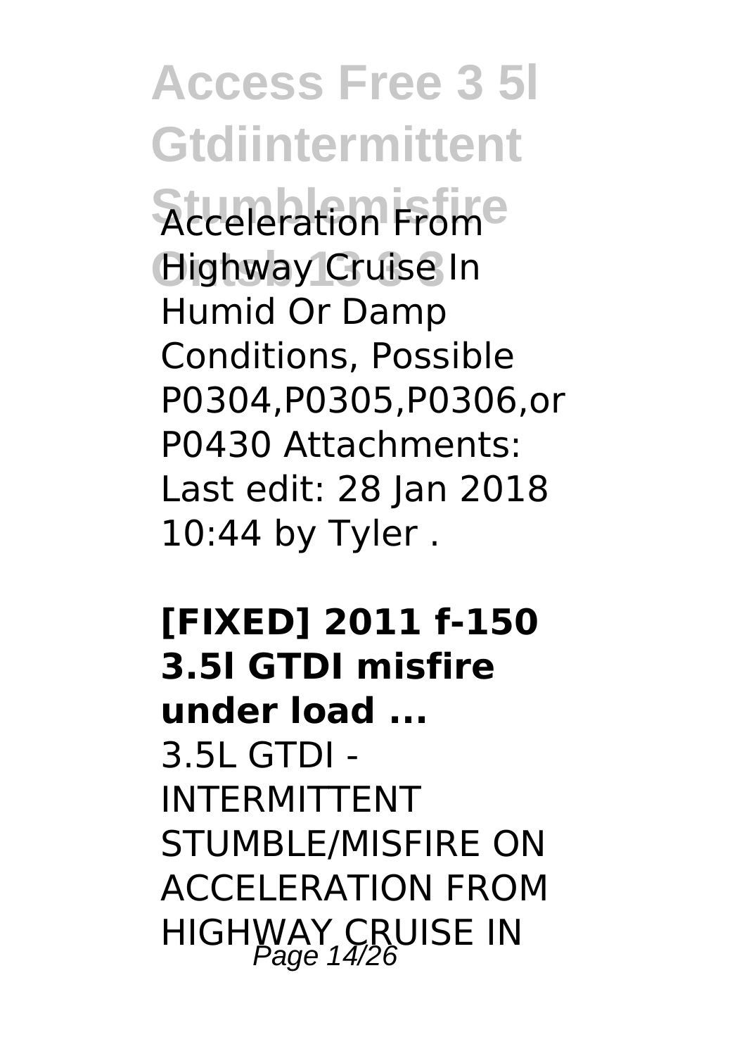Acceleration From Highway Cruise In Humid Or Damp Conditions, Possible P0304,P0305,P0306,or P0430 Attachments: Last edit: 28 Jan 2018 10:44 by Tyler .

**[FIXED] 2011 f-150 3.5l GTDI misfire under load ...**

3.5L GTDI - INTERMITTENT STUMBLE/MISFIRE ON ACCELERATION FROM HIGHWAY CRUISE IN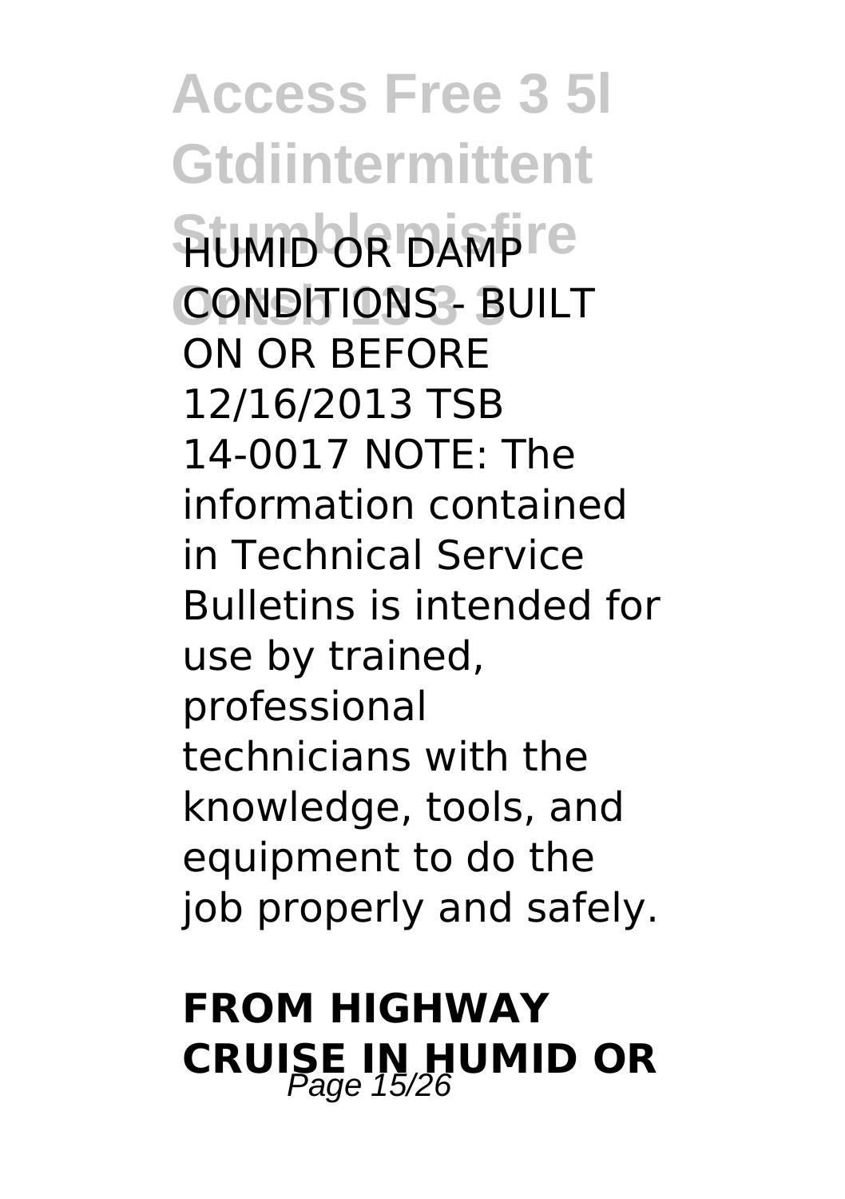HUMID OR DAMP CONDITIONS - BUILT ON OR BEFORE 12/16/2013 TSB 14-0017 NOTE: The information contained in Technical Service Bulletins is intended for use by trained, professional technicians with the knowledge, tools, and equipment to do the job properly and safely.

## FROM HIGHWAY CRUISE IN HUMID OR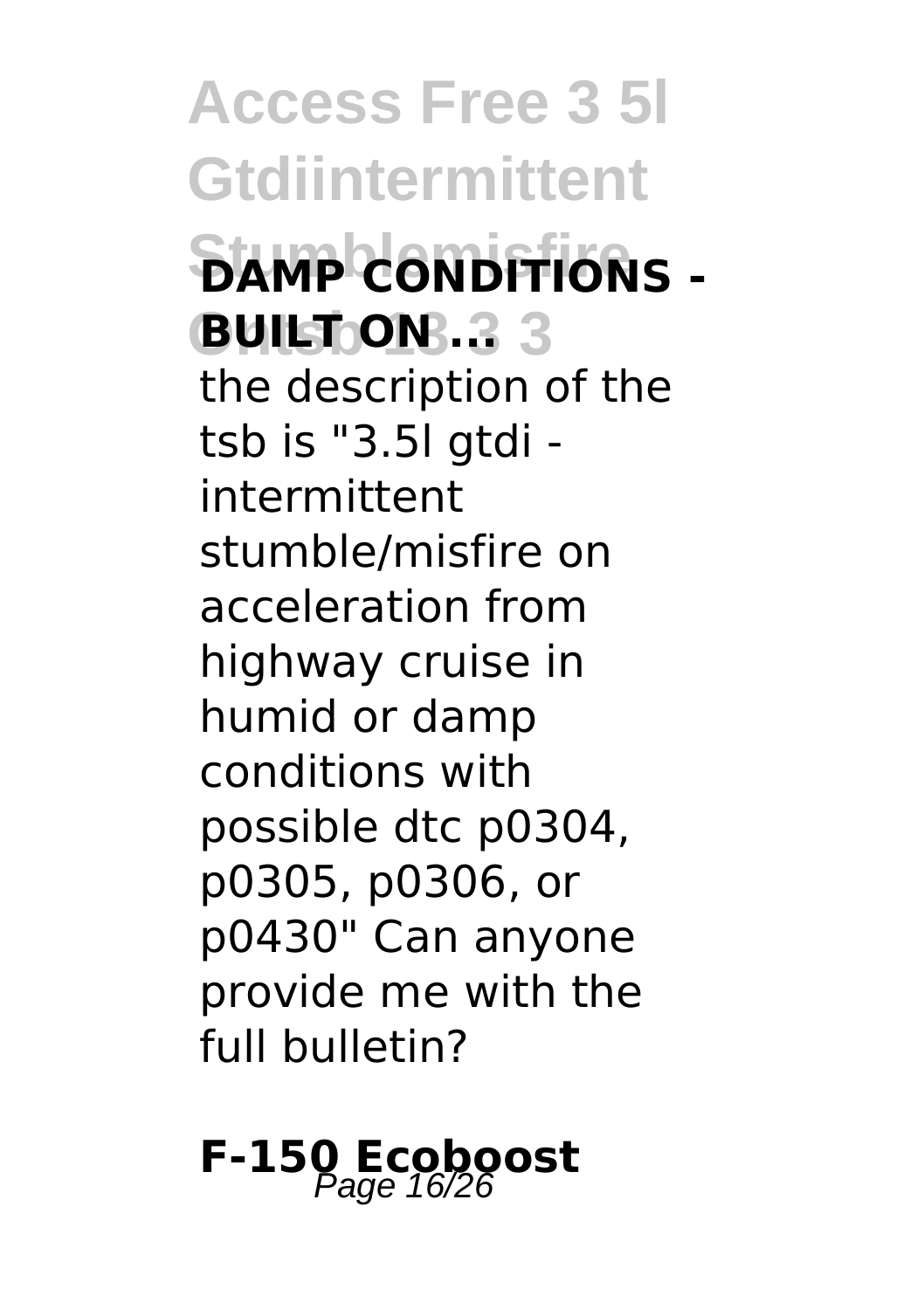**DAMP CONDITIONS - BUILT ON ...**

the description of the tsb is "3.5l gtdi - intermittent stumble/misfire on acceleration from highway cruise in humid or damp conditions with possible dtc p0304, p0305, p0306, or p0430" Can anyone provide me with the full bulletin?

**F-150 Ecoboost**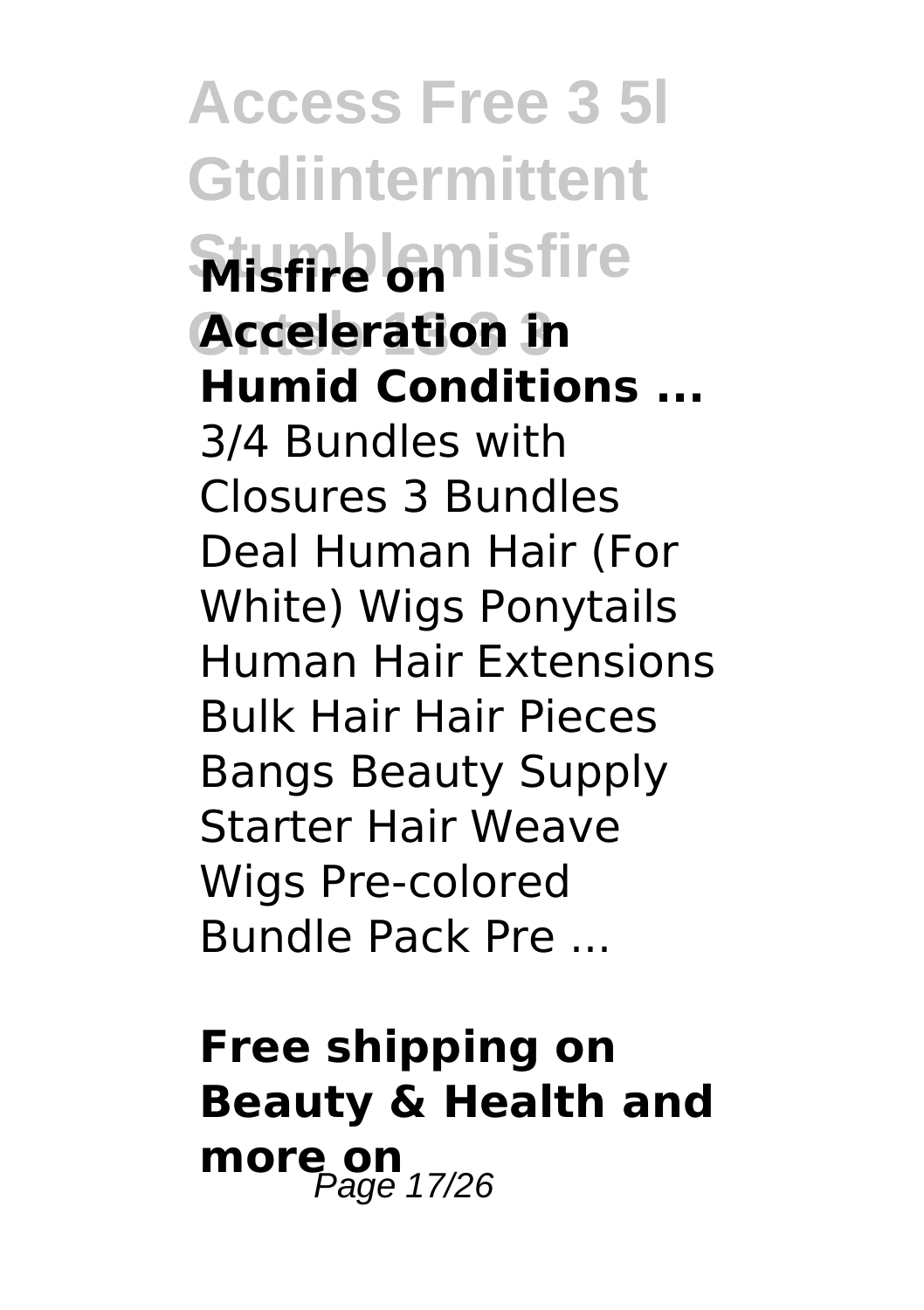**Misfire on Acceleration in Humid Conditions ...**

3/4 Bundles with Closures 3 Bundles Deal Human Hair (For White) Wigs Ponytails Human Hair Extensions Bulk Hair Hair Pieces Bangs Beauty Supply Starter Hair Weave Wigs Pre-colored Bundle Pack Pre ...

**Free shipping on Beauty & Health and more on**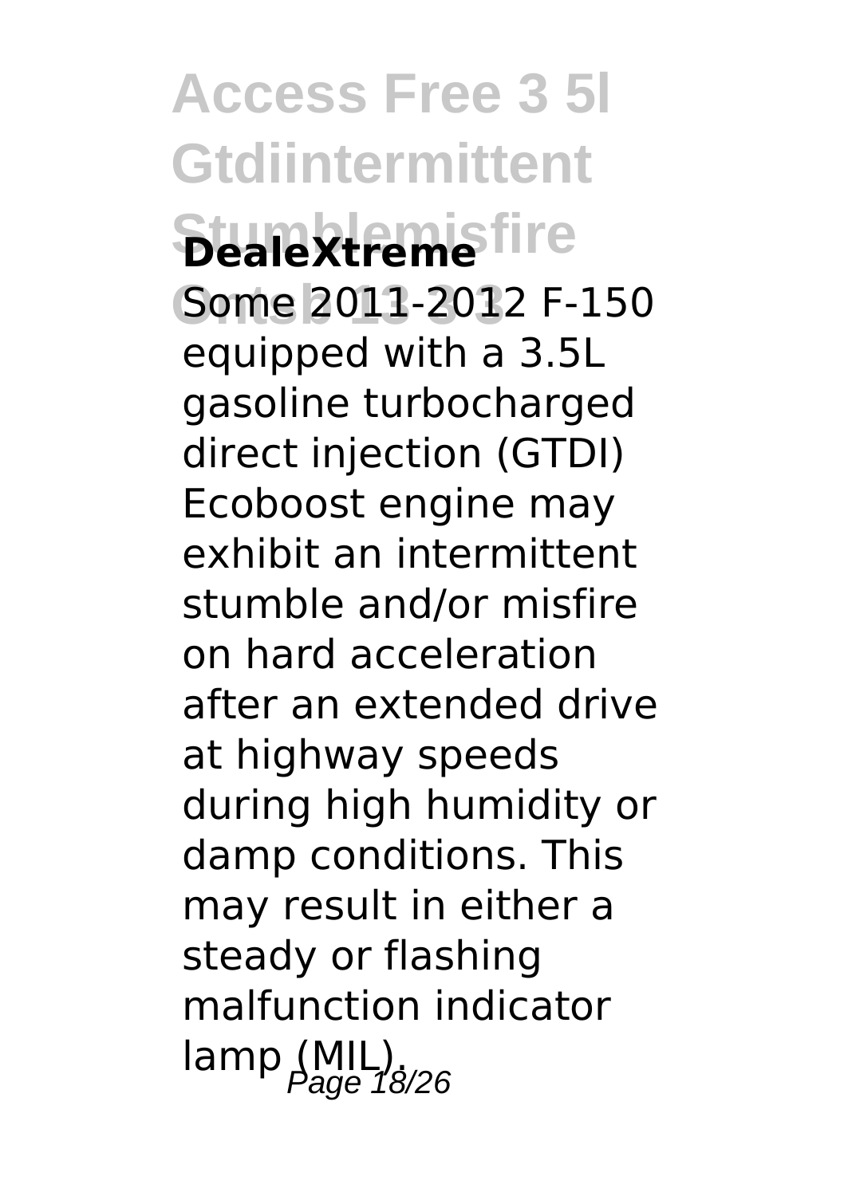**DealeXtreme**

Some 2011-2012 F-150 equipped with a 3.5L gasoline turbocharged direct injection (GTDI) Ecoboost engine may exhibit an intermittent stumble and/or misfire on hard acceleration after an extended drive at highway speeds during high humidity or damp conditions. This may result in either a steady or flashing malfunction indicator lamp (MIL).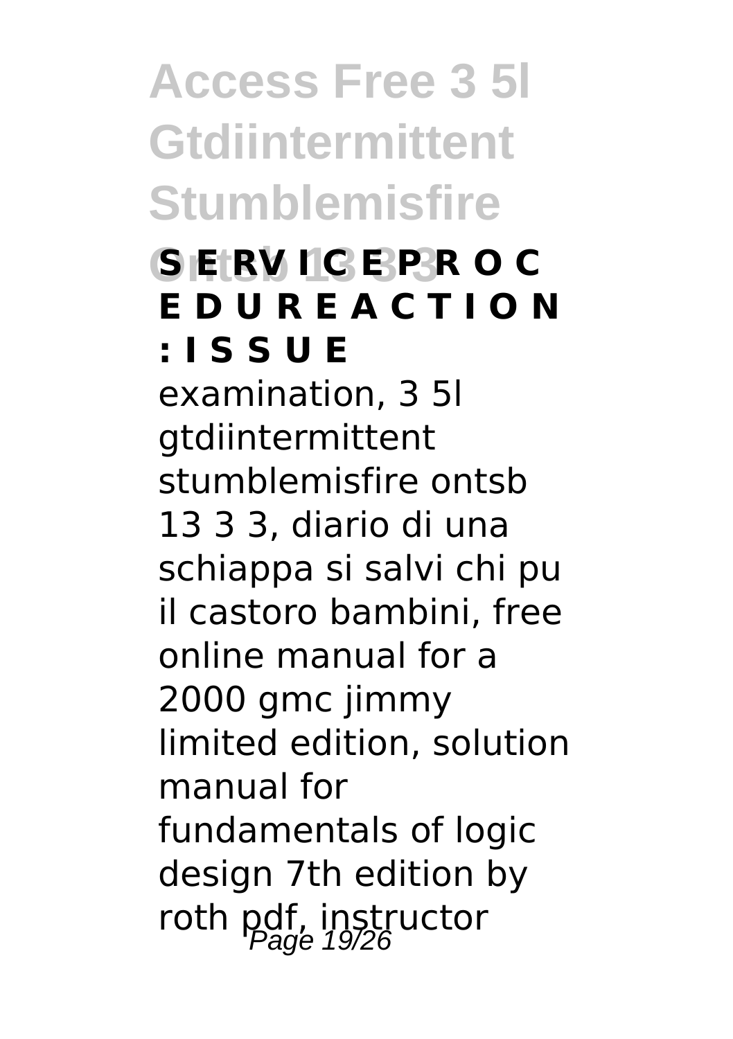**S E R V I C E P R O C E D U R E A C T I O N : I S S U E**

examination, 3 5l gtdiintermittent stumblemisfire ontsb 13 3 3, diario di una schiappa si salvi chi pu il castoro bambini, free online manual for a 2000 gmc jimmy limited edition, solution manual for fundamentals of logic design 7th edition by roth pdf, instructor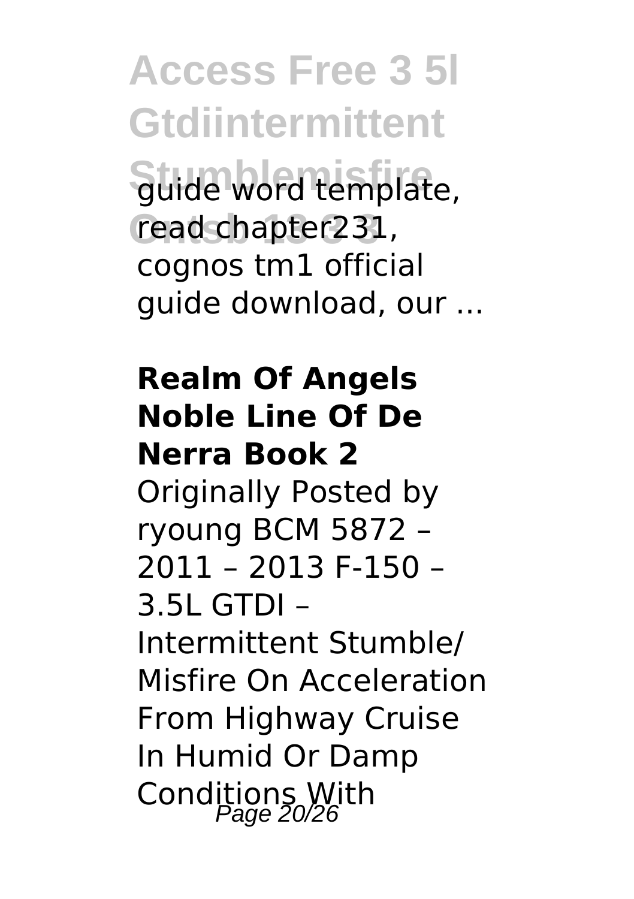guide word template, read chapter231, cognos tm1 official guide download, our ...

**Realm Of Angels Noble Line Of De Nerra Book 2**

Originally Posted by ryoung BCM 5872 – 2011 – 2013 F-150 – 3.5L GTDI – Intermittent Stumble/ Misfire On Acceleration From Highway Cruise In Humid Or Damp Conditions With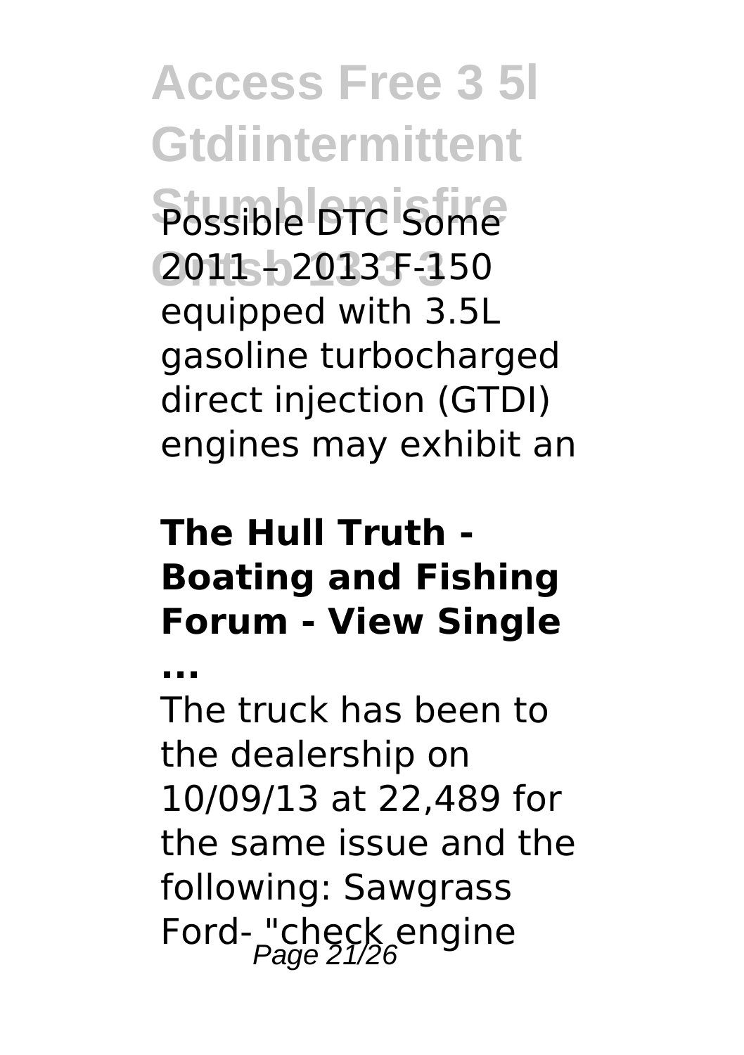Possible DTC Some 2011 – 2013 F-150 equipped with 3.5L gasoline turbocharged direct injection (GTDI) engines may exhibit an

**The Hull Truth - Boating and Fishing Forum - View Single ...**

The truck has been to the dealership on 10/09/13 at 22,489 for the same issue and the following: Sawgrass Ford- "check engine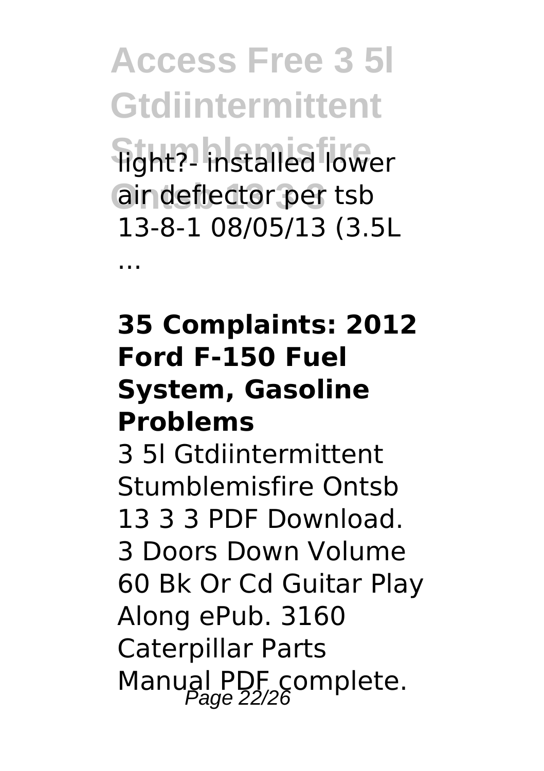light?- installed lower air deflector per tsb 13-8-1 08/05/13 (3.5L ...

**35 Complaints: 2012 Ford F-150 Fuel System, Gasoline Problems**

3 5l Gtdiintermittent Stumblemisfire Ontsb 13 3 3 PDF Download. 3 Doors Down Volume 60 Bk Or Cd Guitar Play Along ePub. 3160 Caterpillar Parts Manual PDF complete.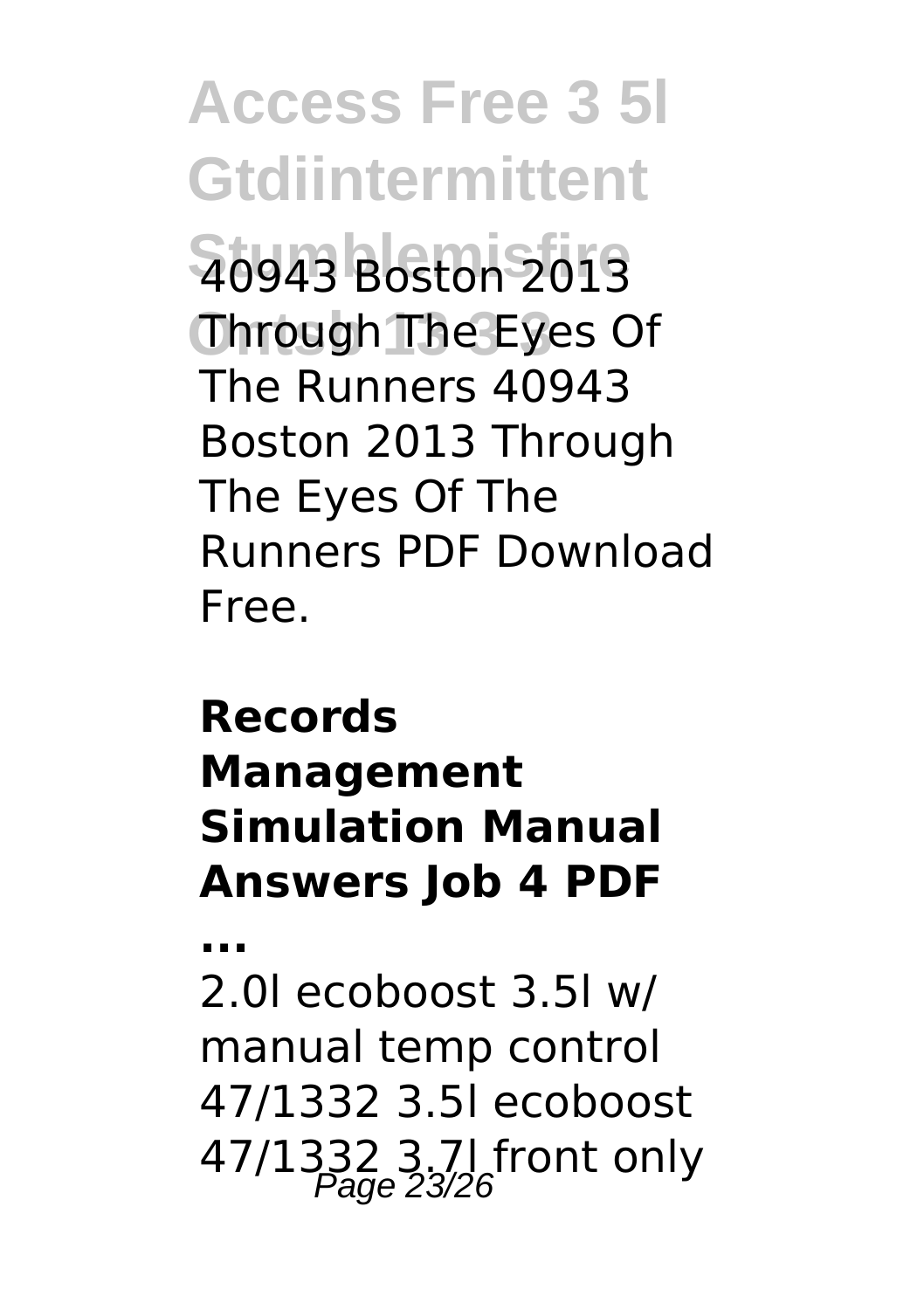40943 Boston 2013 Through The Eyes Of The Runners 40943 Boston 2013 Through The Eyes Of The Runners PDF Download Free.

**Records Management Simulation Manual Answers Job 4 PDF ...**

2.0l ecoboost 3.5l w/ manual temp control 47/1332 3.5l ecoboost 47/1332 3.7l front only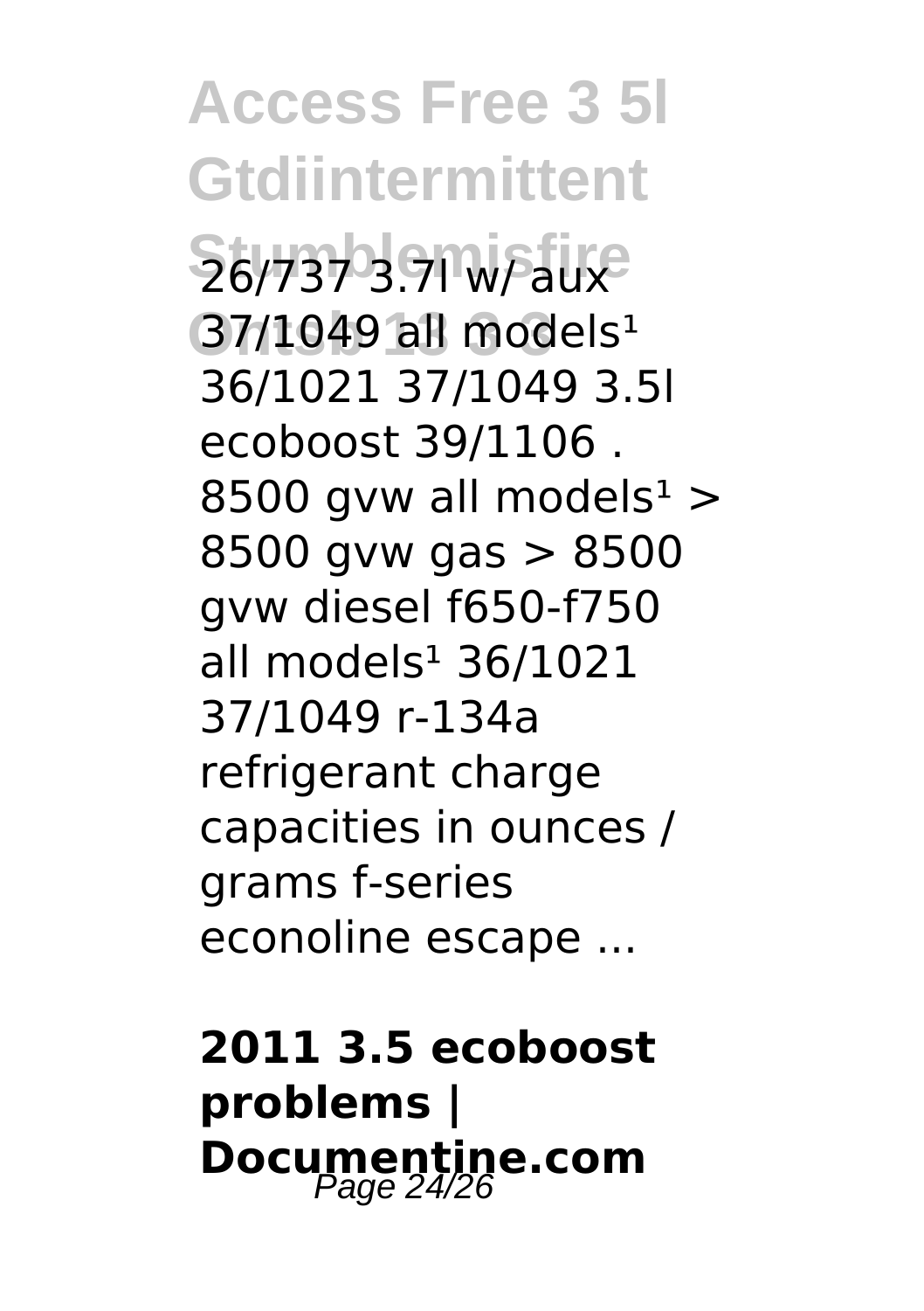26/737 3.7l w/ aux 37/1049 all models[1] 36/1021 37/1049 3.5l ecoboost 39/1106 . 8500 gvw all models[1] > 8500 gvw gas > 8500 gvw diesel f650-f750 all models[1] 36/1021 37/1049 r-134a refrigerant charge capacities in ounces / grams f-series econoline escape ...

**2011 3.5 ecoboost problems | Documentine.com**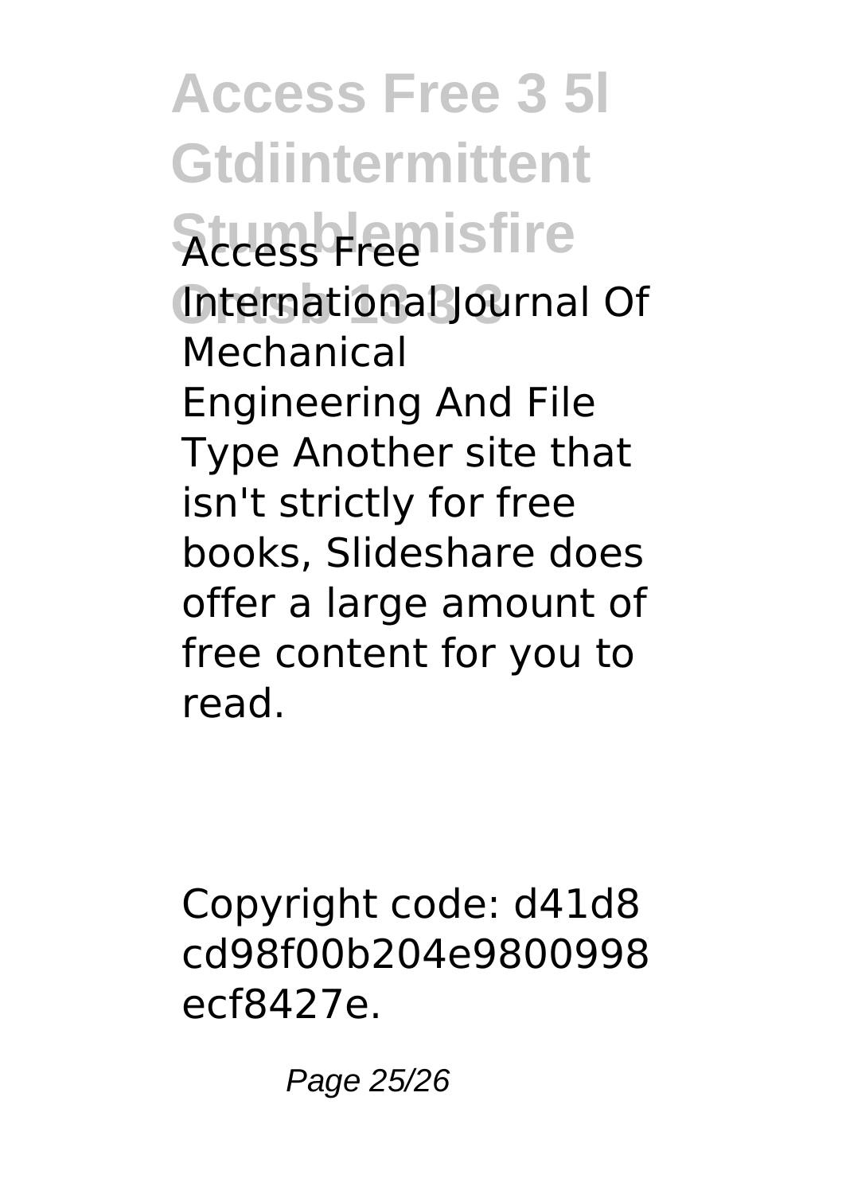Access Free International Journal Of Mechanical Engineering And File Type Another site that isn't strictly for free books, Slideshare does offer a large amount of free content for you to read.

Copyright code: d41d8cd98f00b204e9800998ecf8427e.